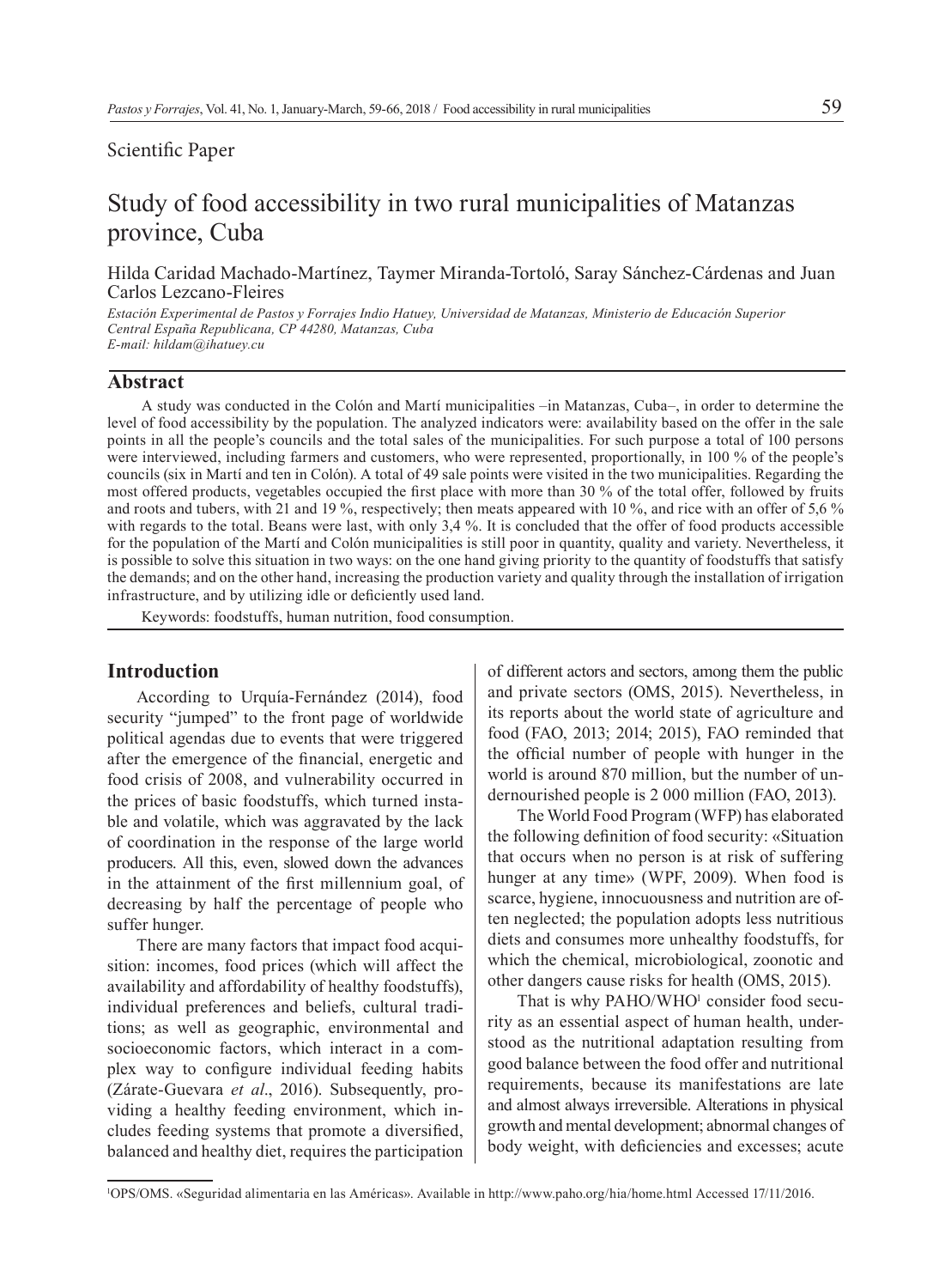Scientific Paper

# Study of food accessibility in two rural municipalities of Matanzas province, Cuba

Hilda Caridad Machado-Martínez, Taymer Miranda-Tortoló, Saray Sánchez-Cárdenas and Juan Carlos Lezcano-Fleires

*Estación Experimental de Pastos y Forrajes Indio Hatuey, Universidad de Matanzas, Ministerio de Educación Superior Central España Republicana, CP 44280, Matanzas, Cuba*
*E-mail: hildam@ihatuey.cu*

## Abstract

A study was conducted in the Colón and Martí municipalities –in Matanzas, Cuba–, in order to determine the level of food accessibility by the population. The analyzed indicators were: availability based on the offer in the sale points in all the people's councils and the total sales of the municipalities. For such purpose a total of 100 persons were interviewed, including farmers and customers, who were represented, proportionally, in 100 % of the people's councils (six in Martí and ten in Colón). A total of 49 sale points were visited in the two municipalities. Regarding the most offered products, vegetables occupied the first place with more than 30 % of the total offer, followed by fruits and roots and tubers, with 21 and 19 %, respectively; then meats appeared with 10 %, and rice with an offer of 5,6 % with regards to the total. Beans were last, with only 3,4 %. It is concluded that the offer of food products accessible for the population of the Martí and Colón municipalities is still poor in quantity, quality and variety. Nevertheless, it is possible to solve this situation in two ways: on the one hand giving priority to the quantity of foodstuffs that satisfy the demands; and on the other hand, increasing the production variety and quality through the installation of irrigation infrastructure, and by utilizing idle or deficiently used land.

Keywords: foodstuffs, human nutrition, food consumption.

## Introduction

According to Urquía-Fernández (2014), food security "jumped" to the front page of worldwide political agendas due to events that were triggered after the emergence of the financial, energetic and food crisis of 2008, and vulnerability occurred in the prices of basic foodstuffs, which turned instable and volatile, which was aggravated by the lack of coordination in the response of the large world producers. All this, even, slowed down the advances in the attainment of the first millennium goal, of decreasing by half the percentage of people who suffer hunger.

There are many factors that impact food acquisition: incomes, food prices (which will affect the availability and affordability of healthy foodstuffs), individual preferences and beliefs, cultural traditions; as well as geographic, environmental and socioeconomic factors, which interact in a complex way to configure individual feeding habits (Zárate-Guevara *et al*., 2016). Subsequently, providing a healthy feeding environment, which includes feeding systems that promote a diversified, balanced and healthy diet, requires the participation of different actors and sectors, among them the public and private sectors (OMS, 2015). Nevertheless, in its reports about the world state of agriculture and food (FAO, 2013; 2014; 2015), FAO reminded that the official number of people with hunger in the world is around 870 million, but the number of undernourished people is 2 000 million (FAO, 2013).

The World Food Program (WFP) has elaborated the following definition of food security: «Situation that occurs when no person is at risk of suffering hunger at any time» (WPF, 2009). When food is scarce, hygiene, innocuousness and nutrition are often neglected; the population adopts less nutritious diets and consumes more unhealthy foodstuffs, for which the chemical, microbiological, zoonotic and other dangers cause risks for health (OMS, 2015).

That is why PAHO/WHO[1] consider food security as an essential aspect of human health, understood as the nutritional adaptation resulting from good balance between the food offer and nutritional requirements, because its manifestations are late and almost always irreversible. Alterations in physical growth and mental development; abnormal changes of body weight, with deficiencies and excesses; acute

[1] OPS/OMS. «Seguridad alimentaria en las Américas». Available in http://www.paho.org/hia/home.html Accessed 17/11/2016.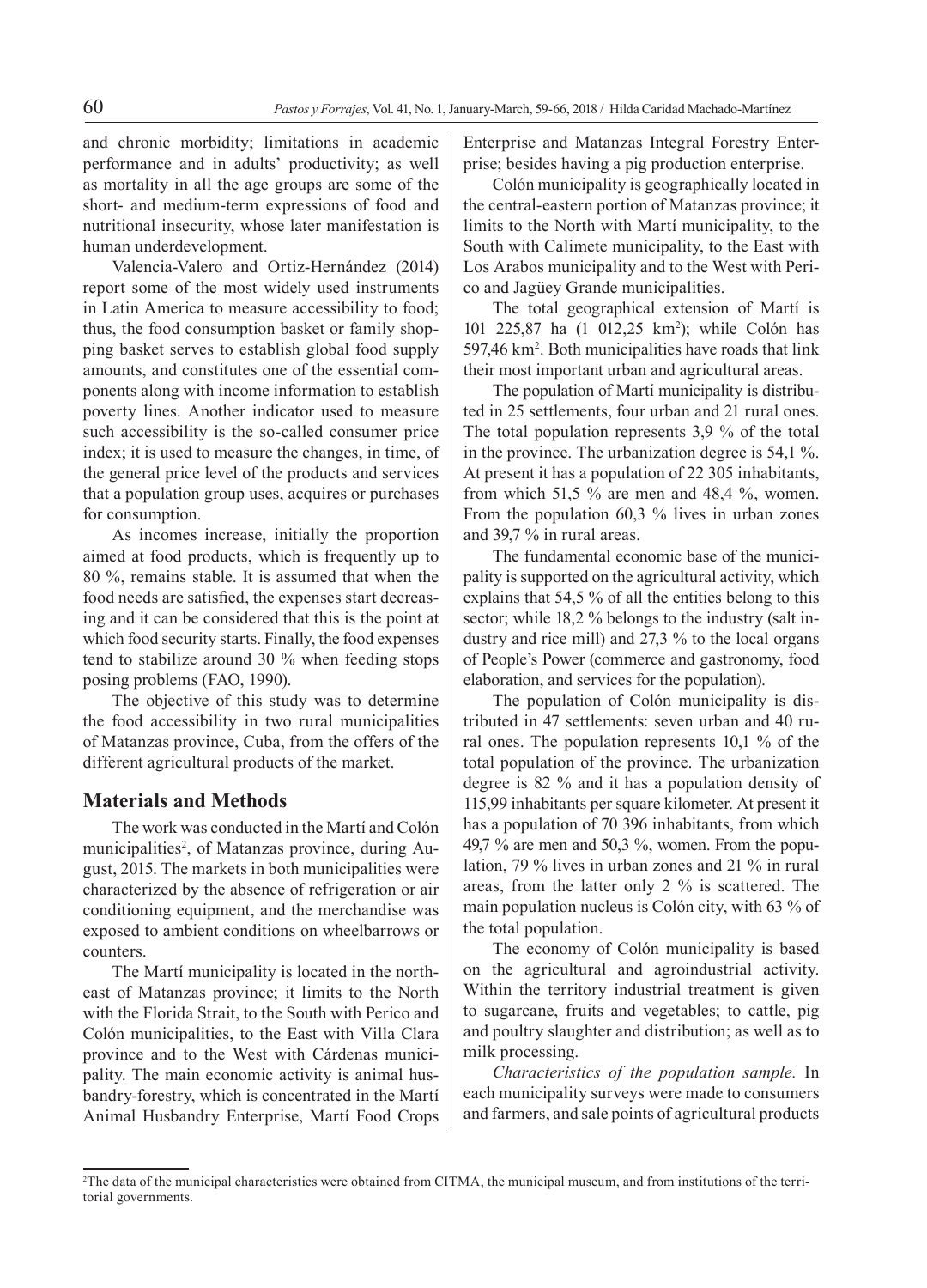and chronic morbidity; limitations in academic performance and in adults' productivity; as well as mortality in all the age groups are some of the short- and medium-term expressions of food and nutritional insecurity, whose later manifestation is human underdevelopment.

Valencia-Valero and Ortiz-Hernández (2014) report some of the most widely used instruments in Latin America to measure accessibility to food; thus, the food consumption basket or family shopping basket serves to establish global food supply amounts, and constitutes one of the essential components along with income information to establish poverty lines. Another indicator used to measure such accessibility is the so-called consumer price index; it is used to measure the changes, in time, of the general price level of the products and services that a population group uses, acquires or purchases for consumption.

As incomes increase, initially the proportion aimed at food products, which is frequently up to 80 %, remains stable. It is assumed that when the food needs are satisfied, the expenses start decreasing and it can be considered that this is the point at which food security starts. Finally, the food expenses tend to stabilize around 30 % when feeding stops posing problems (FAO, 1990).

The objective of this study was to determine the food accessibility in two rural municipalities of Matanzas province, Cuba, from the offers of the different agricultural products of the market.

## Materials and Methods

The work was conducted in the Martí and Colón municipalities[2], of Matanzas province, during August, 2015. The markets in both municipalities were characterized by the absence of refrigeration or air conditioning equipment, and the merchandise was exposed to ambient conditions on wheelbarrows or counters.

The Martí municipality is located in the northeast of Matanzas province; it limits to the North with the Florida Strait, to the South with Perico and Colón municipalities, to the East with Villa Clara province and to the West with Cárdenas municipality. The main economic activity is animal husbandry-forestry, which is concentrated in the Martí Animal Husbandry Enterprise, Martí Food Crops Enterprise and Matanzas Integral Forestry Enterprise; besides having a pig production enterprise.

Colón municipality is geographically located in the central-eastern portion of Matanzas province; it limits to the North with Martí municipality, to the South with Calimete municipality, to the East with Los Arabos municipality and to the West with Perico and Jagüey Grande municipalities.

The total geographical extension of Martí is 101 225,87 ha (1 012,25 km$^2$); while Colón has 597,46 km$^2$. Both municipalities have roads that link their most important urban and agricultural areas.

The population of Martí municipality is distributed in 25 settlements, four urban and 21 rural ones. The total population represents 3,9 % of the total in the province. The urbanization degree is 54,1 %. At present it has a population of 22 305 inhabitants, from which 51,5 % are men and 48,4 %, women. From the population 60,3 % lives in urban zones and 39,7 % in rural areas.

The fundamental economic base of the municipality is supported on the agricultural activity, which explains that 54,5 % of all the entities belong to this sector; while 18,2 % belongs to the industry (salt industry and rice mill) and 27,3 % to the local organs of People's Power (commerce and gastronomy, food elaboration, and services for the population).

The population of Colón municipality is distributed in 47 settlements: seven urban and 40 rural ones. The population represents 10,1 % of the total population of the province. The urbanization degree is 82 % and it has a population density of 115,99 inhabitants per square kilometer. At present it has a population of 70 396 inhabitants, from which 49,7 % are men and 50,3 %, women. From the population, 79 % lives in urban zones and 21 % in rural areas, from the latter only 2 % is scattered. The main population nucleus is Colón city, with 63 % of the total population.

The economy of Colón municipality is based on the agricultural and agroindustrial activity. Within the territory industrial treatment is given to sugarcane, fruits and vegetables; to cattle, pig and poultry slaughter and distribution; as well as to milk processing.

*Characteristics of the population sample.* In each municipality surveys were made to consumers and farmers, and sale points of agricultural products

[2]The data of the municipal characteristics were obtained from CITMA, the municipal museum, and from institutions of the territorial governments.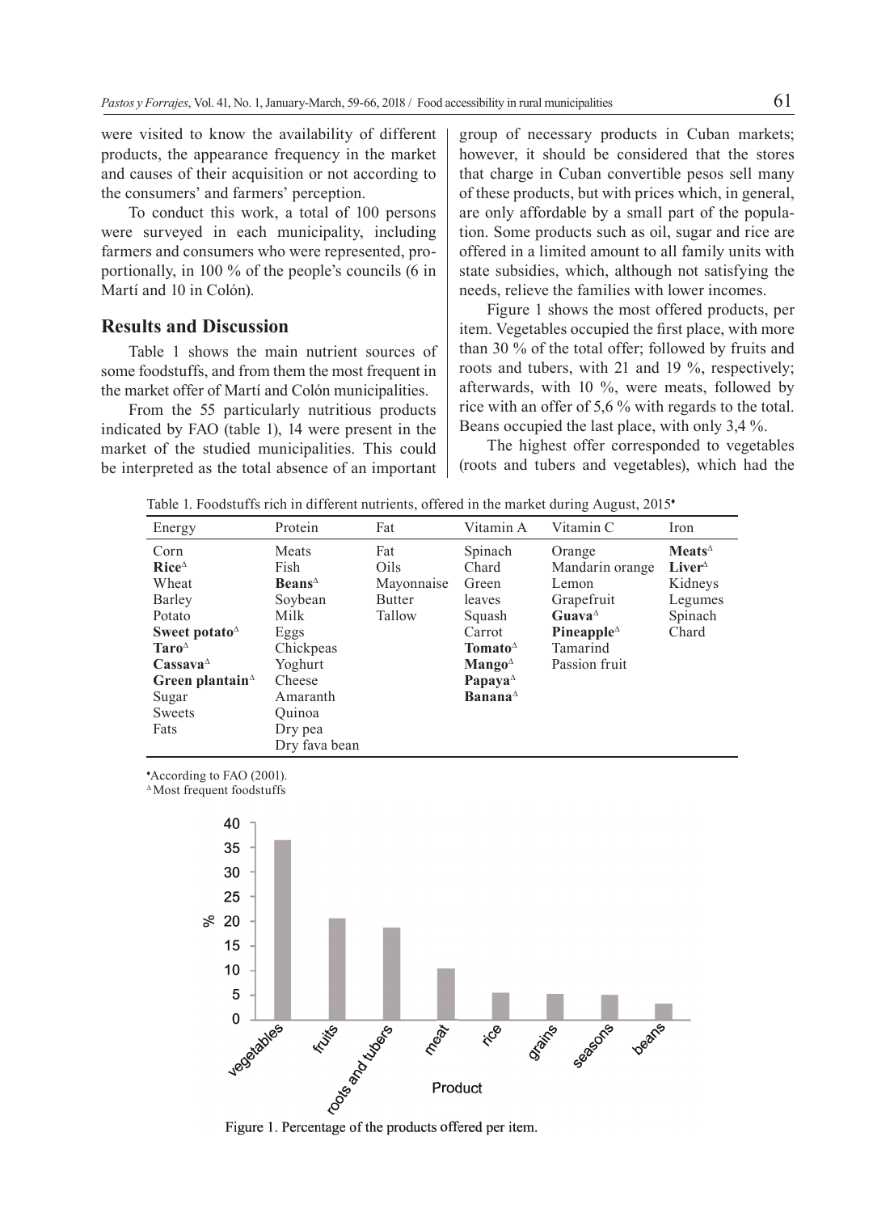were visited to know the availability of different products, the appearance frequency in the market and causes of their acquisition or not according to the consumers' and farmers' perception.

To conduct this work, a total of 100 persons were surveyed in each municipality, including farmers and consumers who were represented, proportionally, in 100 % of the people's councils (6 in Martí and 10 in Colón).

## Results and Discussion

Table 1 shows the main nutrient sources of some foodstuffs, and from them the most frequent in the market offer of Martí and Colón municipalities.

From the 55 particularly nutritious products indicated by FAO (table 1), 14 were present in the market of the studied municipalities. This could be interpreted as the total absence of an important group of necessary products in Cuban markets; however, it should be considered that the stores that charge in Cuban convertible pesos sell many of these products, but with prices which, in general, are only affordable by a small part of the population. Some products such as oil, sugar and rice are offered in a limited amount to all family units with state subsidies, which, although not satisfying the needs, relieve the families with lower incomes.

Figure 1 shows the most offered products, per item. Vegetables occupied the first place, with more than 30 % of the total offer; followed by fruits and roots and tubers, with 21 and 19 %, respectively; afterwards, with 10 %, were meats, followed by rice with an offer of 5,6 % with regards to the total. Beans occupied the last place, with only 3,4 %.

The highest offer corresponded to vegetables (roots and tubers and vegetables), which had the

Table 1. Foodstuffs rich in different nutrients, offered in the market during August, 2015♦

| Energy | Protein | Fat | Vitamin A | Vitamin C | Iron |
|---|---|---|---|---|---|
| Corn | Meats | Fat | Spinach | Orange | **Meats**[Δ] |
| **Rice**[Δ] | Fish | Oils | Chard | Mandarin orange | **Liver**[Δ] |
| Wheat | **Beans**[Δ] | Mayonnaise | Green leaves | Lemon | Kidneys |
| Barley | Soybean | Butter | Squash | Grapefruit | Legumes |
| Potato | Milk | Tallow | Carrot | **Guava**[Δ] | Spinach |
| **Sweet potato**[Δ] | Eggs | | **Tomato**[Δ] | **Pineapple**[Δ] | Chard |
| **Taro**[Δ] | Chickpeas | | **Mango**[Δ] | Tamarind | |
| **Cassava**[Δ] | Yoghurt | | **Papaya**[Δ] | Passion fruit | |
| **Green plantain**[Δ] | Cheese | | **Banana**[Δ] | | |
| Sugar | Amaranth | | | | |
| Sweets | Quinoa | | | | |
| Fats | Dry pea | | | | |
| | Dry fava bean | | | | |

♦According to FAO (2001).
[Δ]Most frequent foodstuffs

Figure 1. Percentage of the products offered per item.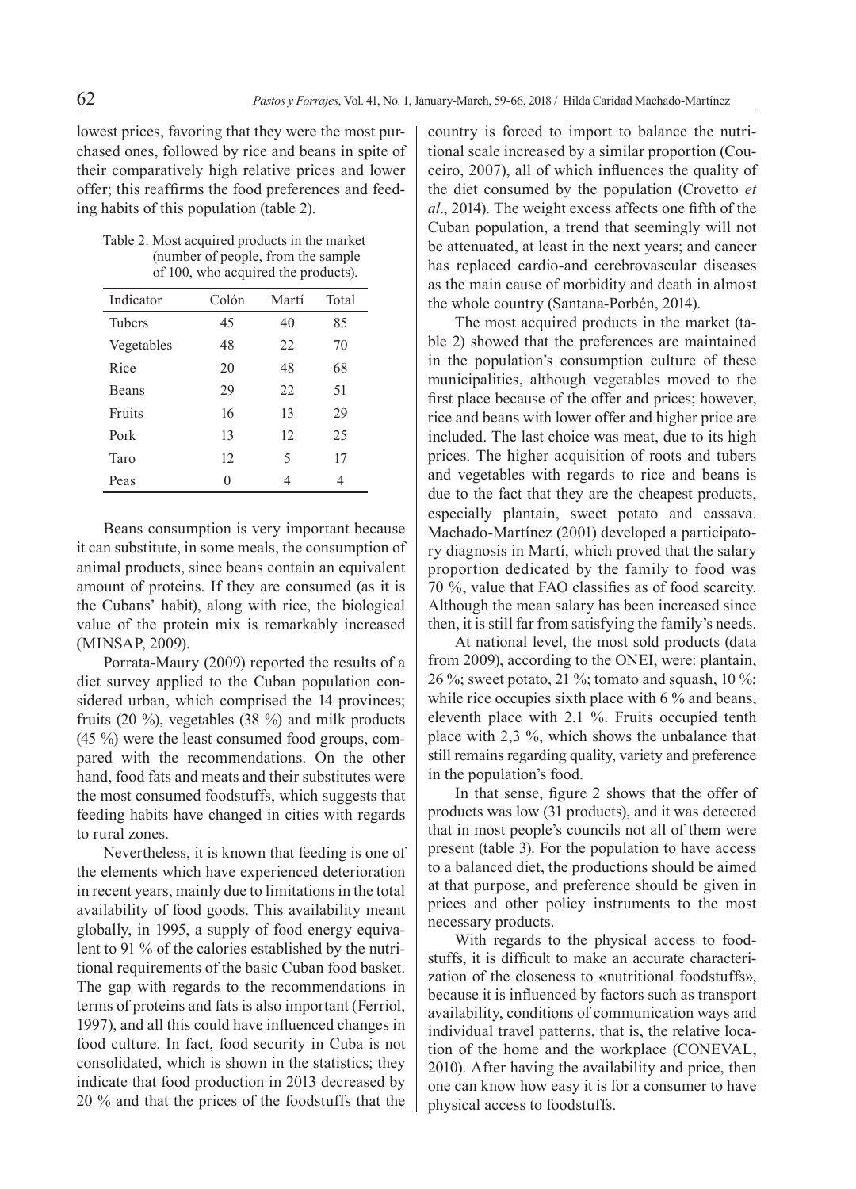lowest prices, favoring that they were the most purchased ones, followed by rice and beans in spite of their comparatively high relative prices and lower offer; this reaffirms the food preferences and feeding habits of this population (table 2).

Table 2. Most acquired products in the market (number of people, from the sample of 100, who acquired the products).

| Indicator | Colón | Martí | Total |
|---|---|---|---|
| Tubers | 45 | 40 | 85 |
| Vegetables | 48 | 22 | 70 |
| Rice | 20 | 48 | 68 |
| Beans | 29 | 22 | 51 |
| Fruits | 16 | 13 | 29 |
| Pork | 13 | 12 | 25 |
| Taro | 12 | 5 | 17 |
| Peas | 0 | 4 | 4 |

Beans consumption is very important because it can substitute, in some meals, the consumption of animal products, since beans contain an equivalent amount of proteins. If they are consumed (as it is the Cubans' habit), along with rice, the biological value of the protein mix is remarkably increased (MINSAP, 2009).

Porrata-Maury (2009) reported the results of a diet survey applied to the Cuban population considered urban, which comprised the 14 provinces; fruits (20 %), vegetables (38 %) and milk products (45 %) were the least consumed food groups, compared with the recommendations. On the other hand, food fats and meats and their substitutes were the most consumed foodstuffs, which suggests that feeding habits have changed in cities with regards to rural zones.

Nevertheless, it is known that feeding is one of the elements which have experienced deterioration in recent years, mainly due to limitations in the total availability of food goods. This availability meant globally, in 1995, a supply of food energy equivalent to 91 % of the calories established by the nutritional requirements of the basic Cuban food basket. The gap with regards to the recommendations in terms of proteins and fats is also important (Ferriol, 1997), and all this could have influenced changes in food culture. In fact, food security in Cuba is not consolidated, which is shown in the statistics; they indicate that food production in 2013 decreased by 20 % and that the prices of the foodstuffs that the country is forced to import to balance the nutritional scale increased by a similar proportion (Couceiro, 2007), all of which influences the quality of the diet consumed by the population (Crovetto *et al*., 2014). The weight excess affects one fifth of the Cuban population, a trend that seemingly will not be attenuated, at least in the next years; and cancer has replaced cardio-and cerebrovascular diseases as the main cause of morbidity and death in almost the whole country (Santana-Porbén, 2014).

The most acquired products in the market (table 2) showed that the preferences are maintained in the population's consumption culture of these municipalities, although vegetables moved to the first place because of the offer and prices; however, rice and beans with lower offer and higher price are included. The last choice was meat, due to its high prices. The higher acquisition of roots and tubers and vegetables with regards to rice and beans is due to the fact that they are the cheapest products, especially plantain, sweet potato and cassava. Machado-Martínez (2001) developed a participatory diagnosis in Martí, which proved that the salary proportion dedicated by the family to food was 70 %, value that FAO classifies as of food scarcity. Although the mean salary has been increased since then, it is still far from satisfying the family's needs.

At national level, the most sold products (data from 2009), according to the ONEI, were: plantain, 26 %; sweet potato, 21 %; tomato and squash, 10 %; while rice occupies sixth place with 6 % and beans, eleventh place with 2,1 %. Fruits occupied tenth place with 2,3 %, which shows the unbalance that still remains regarding quality, variety and preference in the population's food.

In that sense, figure 2 shows that the offer of products was low (31 products), and it was detected that in most people's councils not all of them were present (table 3). For the population to have access to a balanced diet, the productions should be aimed at that purpose, and preference should be given in prices and other policy instruments to the most necessary products.

With regards to the physical access to foodstuffs, it is difficult to make an accurate characterization of the closeness to «nutritional foodstuffs», because it is influenced by factors such as transport availability, conditions of communication ways and individual travel patterns, that is, the relative location of the home and the workplace (CONEVAL, 2010). After having the availability and price, then one can know how easy it is for a consumer to have physical access to foodstuffs.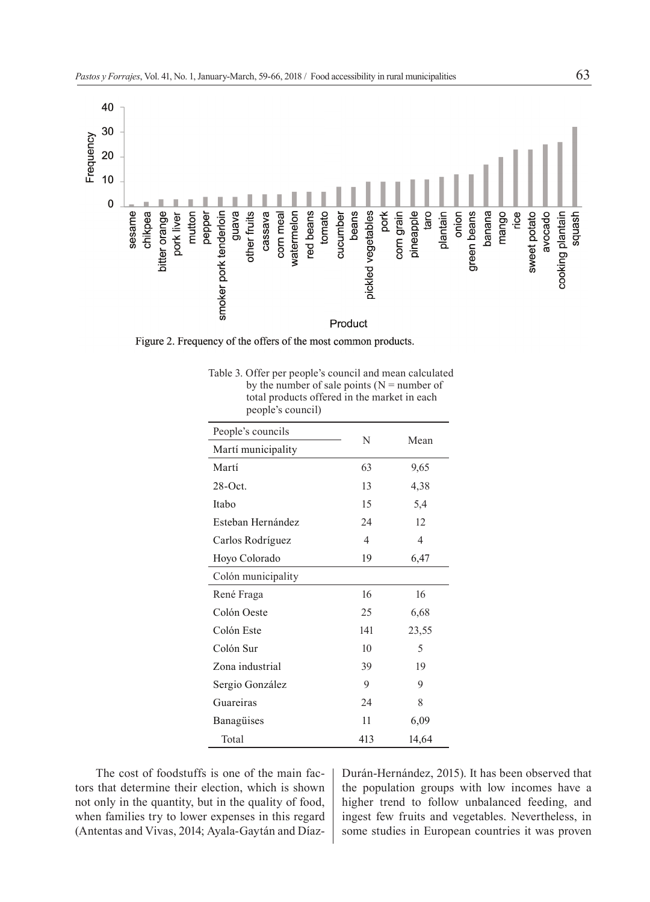Figure 2. Frequency of the offers of the most common products.

Table 3. Offer per people's council and mean calculated by the number of sale points (N = number of total products offered in the market in each people's council)

| People's councils | N | Mean |
|---|---|---|
| **Martí municipality** | | |
| Martí | 63 | 9,65 |
| 28-Oct. | 13 | 4,38 |
| Itabo | 15 | 5,4 |
| Esteban Hernández | 24 | 12 |
| Carlos Rodríguez | 4 | 4 |
| Hoyo Colorado | 19 | 6,47 |
| **Colón municipality** | | |
| René Fraga | 16 | 16 |
| Colón Oeste | 25 | 6,68 |
| Colón Este | 141 | 23,55 |
| Colón Sur | 10 | 5 |
| Zona industrial | 39 | 19 |
| Sergio González | 9 | 9 |
| Guareiras | 24 | 8 |
| Banagüises | 11 | 6,09 |
| Total | 413 | 14,64 |

The cost of foodstuffs is one of the main factors that determine their election, which is shown not only in the quantity, but in the quality of food, when families try to lower expenses in this regard (Antentas and Vivas, 2014; Ayala-Gaytán and Díaz-Durán-Hernández, 2015). It has been observed that the population groups with low incomes have a higher trend to follow unbalanced feeding, and ingest few fruits and vegetables. Nevertheless, in some studies in European countries it was proven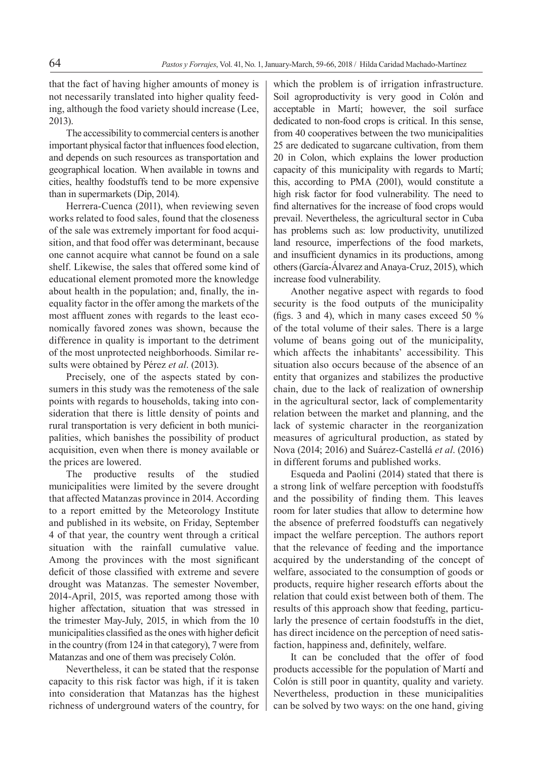that the fact of having higher amounts of money is not necessarily translated into higher quality feeding, although the food variety should increase (Lee, 2013).

The accessibility to commercial centers is another important physical factor that influences food election, and depends on such resources as transportation and geographical location. When available in towns and cities, healthy foodstuffs tend to be more expensive than in supermarkets (Dip, 2014).

Herrera-Cuenca (2011), when reviewing seven works related to food sales, found that the closeness of the sale was extremely important for food acquisition, and that food offer was determinant, because one cannot acquire what cannot be found on a sale shelf. Likewise, the sales that offered some kind of educational element promoted more the knowledge about health in the population; and, finally, the inequality factor in the offer among the markets of the most affluent zones with regards to the least economically favored zones was shown, because the difference in quality is important to the detriment of the most unprotected neighborhoods. Similar results were obtained by Pérez *et al*. (2013).

Precisely, one of the aspects stated by consumers in this study was the remoteness of the sale points with regards to households, taking into consideration that there is little density of points and rural transportation is very deficient in both municipalities, which banishes the possibility of product acquisition, even when there is money available or the prices are lowered.

The productive results of the studied municipalities were limited by the severe drought that affected Matanzas province in 2014. According to a report emitted by the Meteorology Institute and published in its website, on Friday, September 4 of that year, the country went through a critical situation with the rainfall cumulative value. Among the provinces with the most significant deficit of those classified with extreme and severe drought was Matanzas. The semester November, 2014-April, 2015, was reported among those with higher affectation, situation that was stressed in the trimester May-July, 2015, in which from the 10 municipalities classified as the ones with higher deficit in the country (from 124 in that category), 7 were from Matanzas and one of them was precisely Colón.

Nevertheless, it can be stated that the response capacity to this risk factor was high, if it is taken into consideration that Matanzas has the highest richness of underground waters of the country, for which the problem is of irrigation infrastructure. Soil agroproductivity is very good in Colón and acceptable in Martí; however, the soil surface dedicated to non-food crops is critical. In this sense, from 40 cooperatives between the two municipalities 25 are dedicated to sugarcane cultivation, from them 20 in Colon, which explains the lower production capacity of this municipality with regards to Martí; this, according to PMA (2001), would constitute a high risk factor for food vulnerability. The need to find alternatives for the increase of food crops would prevail. Nevertheless, the agricultural sector in Cuba has problems such as: low productivity, unutilized land resource, imperfections of the food markets, and insufficient dynamics in its productions, among others (García-Álvarez and Anaya-Cruz, 2015), which increase food vulnerability.

Another negative aspect with regards to food security is the food outputs of the municipality (figs. 3 and 4), which in many cases exceed 50 % of the total volume of their sales. There is a large volume of beans going out of the municipality, which affects the inhabitants' accessibility. This situation also occurs because of the absence of an entity that organizes and stabilizes the productive chain, due to the lack of realization of ownership in the agricultural sector, lack of complementarity relation between the market and planning, and the lack of systemic character in the reorganization measures of agricultural production, as stated by Nova (2014; 2016) and Suárez-Castellá *et al*. (2016) in different forums and published works.

Esqueda and Paolini (2014) stated that there is a strong link of welfare perception with foodstuffs and the possibility of finding them. This leaves room for later studies that allow to determine how the absence of preferred foodstuffs can negatively impact the welfare perception. The authors report that the relevance of feeding and the importance acquired by the understanding of the concept of welfare, associated to the consumption of goods or products, require higher research efforts about the relation that could exist between both of them. The results of this approach show that feeding, particularly the presence of certain foodstuffs in the diet, has direct incidence on the perception of need satisfaction, happiness and, definitely, welfare.

It can be concluded that the offer of food products accessible for the population of Martí and Colón is still poor in quantity, quality and variety. Nevertheless, production in these municipalities can be solved by two ways: on the one hand, giving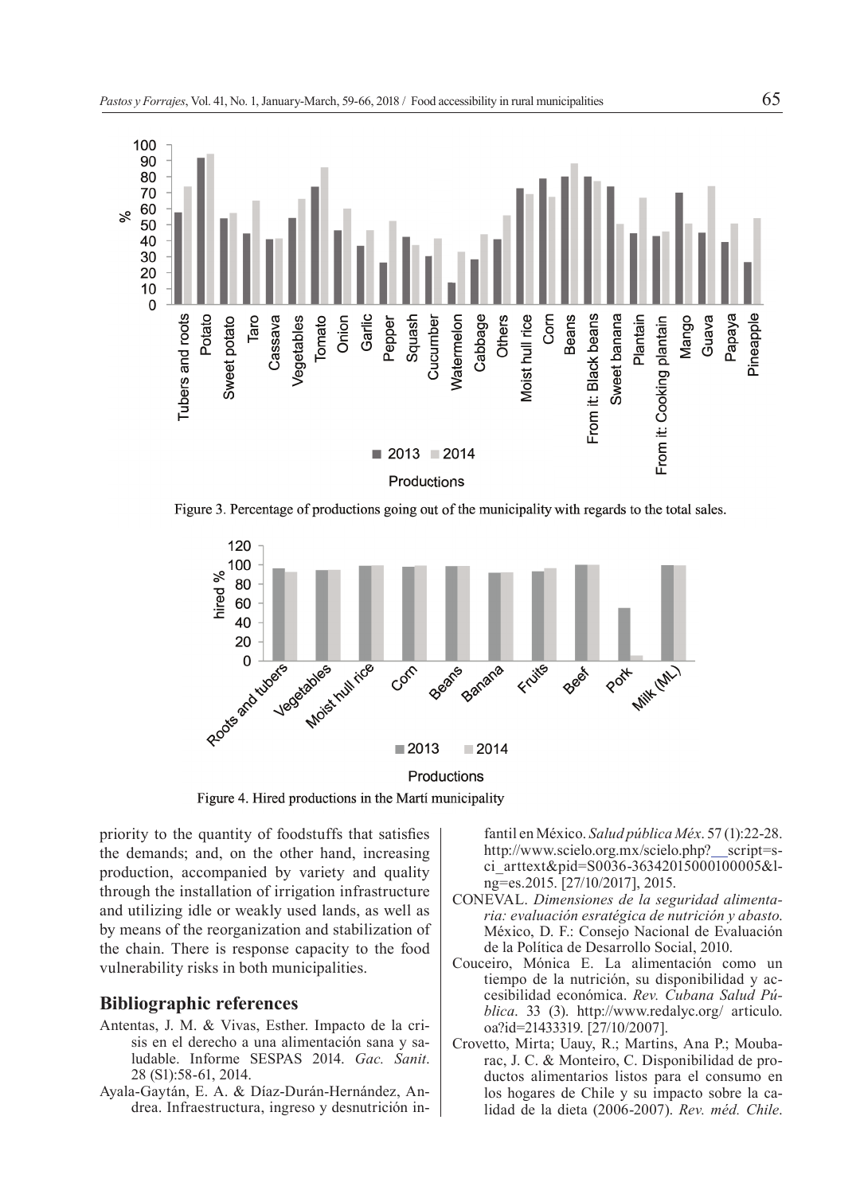Figure 3. Percentage of productions going out of the municipality with regards to the total sales.

Figure 4. Hired productions in the Martí municipality

priority to the quantity of foodstuffs that satisfies the demands; and, on the other hand, increasing production, accompanied by variety and quality through the installation of irrigation infrastructure and utilizing idle or weakly used lands, as well as by means of the reorganization and stabilization of the chain. There is response capacity to the food vulnerability risks in both municipalities.

## Bibliographic references

Antentas, J. M. & Vivas, Esther. Impacto de la crisis en el derecho a una alimentación sana y saludable. Informe SESPAS 2014. *Gac. Sanit*. 28 (S1):58-61, 2014.

Ayala-Gaytán, E. A. & Díaz-Durán-Hernández, Andrea. Infraestructura, ingreso y desnutrición infantil en México. *Salud pública Méx*. 57 (1):22-28. http://www.scielo.org.mx/scielo.php?__script=sci_arttext&pid=S0036-36342015000100005&lng=es.2015. [27/10/2017], 2015.

CONEVAL. *Dimensiones de la seguridad alimentaria: evaluación esratégica de nutrición y abasto*. México, D. F.: Consejo Nacional de Evaluación de la Política de Desarrollo Social, 2010.

Couceiro, Mónica E. La alimentación como un tiempo de la nutrición, su disponibilidad y accesibilidad económica. *Rev. Cubana Salud Pública*. 33 (3). http://www.redalyc.org/ articulo.oa?id=21433319. [27/10/2007].

Crovetto, Mirta; Uauy, R.; Martins, Ana P.; Moubarac, J. C. & Monteiro, C. Disponibilidad de productos alimentarios listos para el consumo en los hogares de Chile y su impacto sobre la calidad de la dieta (2006-2007). *Rev. méd. Chile*.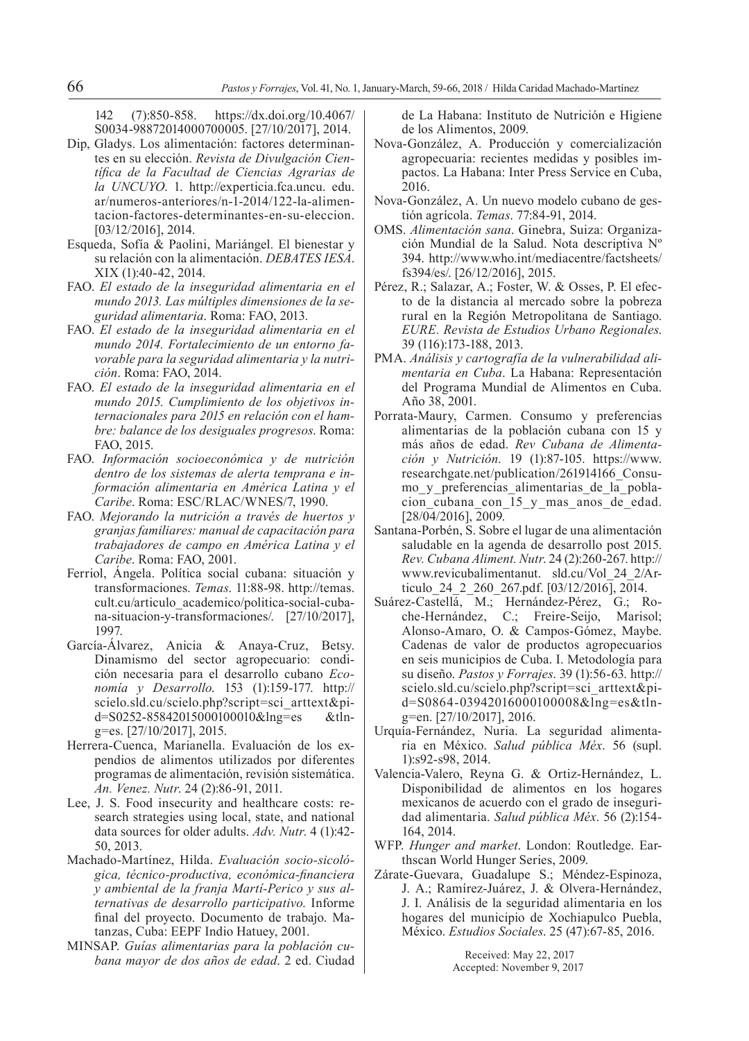142 (7):850-858. https://dx.doi.org/10.4067/S0034-98872014000700005. [27/10/2017], 2014.

Dip, Gladys. Los alimentación: factores determinantes en su elección. *Revista de Divulgación Científica de la Facultad de Ciencias Agrarias de la UNCUYO*. 1. http://experticia.fca.uncu.edu.ar/numeros-anteriores/n-1-2014/122-la-alimentacion-factores-determinantes-en-su-eleccion. [03/12/2016], 2014.

Esqueda, Sofía & Paolini, Mariángel. El bienestar y su relación con la alimentación. *DEBATES IESA*. XIX (1):40-42, 2014.

FAO. *El estado de la inseguridad alimentaria en el mundo 2013. Las múltiples dimensiones de la seguridad alimentaria*. Roma: FAO, 2013.

FAO. *El estado de la inseguridad alimentaria en el mundo 2014. Fortalecimiento de un entorno favorable para la seguridad alimentaria y la nutrición*. Roma: FAO, 2014.

FAO. *El estado de la inseguridad alimentaria en el mundo 2015. Cumplimiento de los objetivos internacionales para 2015 en relación con el hambre: balance de los desiguales progresos*. Roma: FAO, 2015.

FAO. *Información socioeconómica y de nutrición dentro de los sistemas de alerta temprana e información alimentaria en América Latina y el Caribe*. Roma: ESC/RLAC/WNES/7, 1990.

FAO. *Mejorando la nutrición a través de huertos y granjas familiares: manual de capacitación para trabajadores de campo en América Latina y el Caribe*. Roma: FAO, 2001.

Ferriol, Ángela. Política social cubana: situación y transformaciones. *Temas*. 11:88-98. http://temas.cult.cu/articulo_academico/politica-social-cubana-situacion-y-transformaciones/. [27/10/2017], 1997.

García-Álvarez, Anicia & Anaya-Cruz, Betsy. Dinamismo del sector agropecuario: condición necesaria para el desarrollo cubano *Economía y Desarrollo*. 153 (1):159-177. http://scielo.sld.cu/scielo.php?script=sci_arttext&pid=S0252-85842015000100010&lng=es &tlng=es. [27/10/2017], 2015.

Herrera-Cuenca, Marianella. Evaluación de los expendios de alimentos utilizados por diferentes programas de alimentación, revisión sistemática. *An. Venez. Nutr*. 24 (2):86-91, 2011.

Lee, J. S. Food insecurity and healthcare costs: research strategies using local, state, and national data sources for older adults. *Adv. Nutr*. 4 (1):42-50, 2013.

Machado-Martínez, Hilda. *Evaluación socio-sicológica, técnico-productiva, económica-financiera y ambiental de la franja Martí-Perico y sus alternativas de desarrollo participativo*. Informe final del proyecto. Documento de trabajo. Matanzas, Cuba: EEPF Indio Hatuey, 2001.

MINSAP. *Guías alimentarias para la población cubana mayor de dos años de edad*. 2 ed. Ciudad de La Habana: Instituto de Nutrición e Higiene de los Alimentos, 2009.

Nova-González, A. Producción y comercialización agropecuaria: recientes medidas y posibles impactos. La Habana: Inter Press Service en Cuba, 2016.

Nova-González, A. Un nuevo modelo cubano de gestión agrícola. *Temas*. 77:84-91, 2014.

OMS. *Alimentación sana*. Ginebra, Suiza: Organización Mundial de la Salud. Nota descriptiva Nº 394. http://www.who.int/mediacentre/factsheets/fs394/es/. [26/12/2016], 2015.

Pérez, R.; Salazar, A.; Foster, W. & Osses, P. El efecto de la distancia al mercado sobre la pobreza rural en la Región Metropolitana de Santiago. *EURE. Revista de Estudios Urbano Regionales*. 39 (116):173-188, 2013.

PMA. *Análisis y cartografía de la vulnerabilidad alimentaria en Cuba*. La Habana: Representación del Programa Mundial de Alimentos en Cuba. Año 38, 2001.

Porrata-Maury, Carmen. Consumo y preferencias alimentarias de la población cubana con 15 y más años de edad. *Rev Cubana de Alimentación y Nutrición*. 19 (1):87-105. https://www.researchgate.net/publication/261914166_Consumo_y_preferencias_alimentarias_de_la_poblacion_cubana_con_15_y_mas_anos_de_edad. [28/04/2016], 2009.

Santana-Porbén, S. Sobre el lugar de una alimentación saludable en la agenda de desarrollo post 2015. *Rev. Cubana Aliment. Nutr*. 24 (2):260-267. http://www.revicubalimentanut.sld.cu/Vol_24_2/Articulo_24_2_260_267.pdf. [03/12/2016], 2014.

Suárez-Castellá, M.; Hernández-Pérez, G.; Roche-Hernández, C.; Freire-Seijo, Marisol; Alonso-Amaro, O. & Campos-Gómez, Maybe. Cadenas de valor de productos agropecuarios en seis municipios de Cuba. I. Metodología para su diseño. *Pastos y Forrajes*. 39 (1):56-63. http://scielo.sld.cu/scielo.php?script=sci_arttext&pid=S0864-03942016000100008&lng=es&tlng=en. [27/10/2017], 2016.

Urquía-Fernández, Nuria. La seguridad alimentaria en México. *Salud pública Méx*. 56 (supl. 1):s92-s98, 2014.

Valencia-Valero, Reyna G. & Ortiz-Hernández, L. Disponibilidad de alimentos en los hogares mexicanos de acuerdo con el grado de inseguridad alimentaria. *Salud pública Méx*. 56 (2):154-164, 2014.

WFP. *Hunger and market*. London: Routledge. Earthscan World Hunger Series, 2009.

Zárate-Guevara, Guadalupe S.; Méndez-Espinoza, J. A.; Ramírez-Juárez, J. & Olvera-Hernández, J. I. Análisis de la seguridad alimentaria en los hogares del municipio de Xochiapulco Puebla, México. *Estudios Sociales*. 25 (47):67-85, 2016.

Received: May 22, 2017
Accepted: November 9, 2017